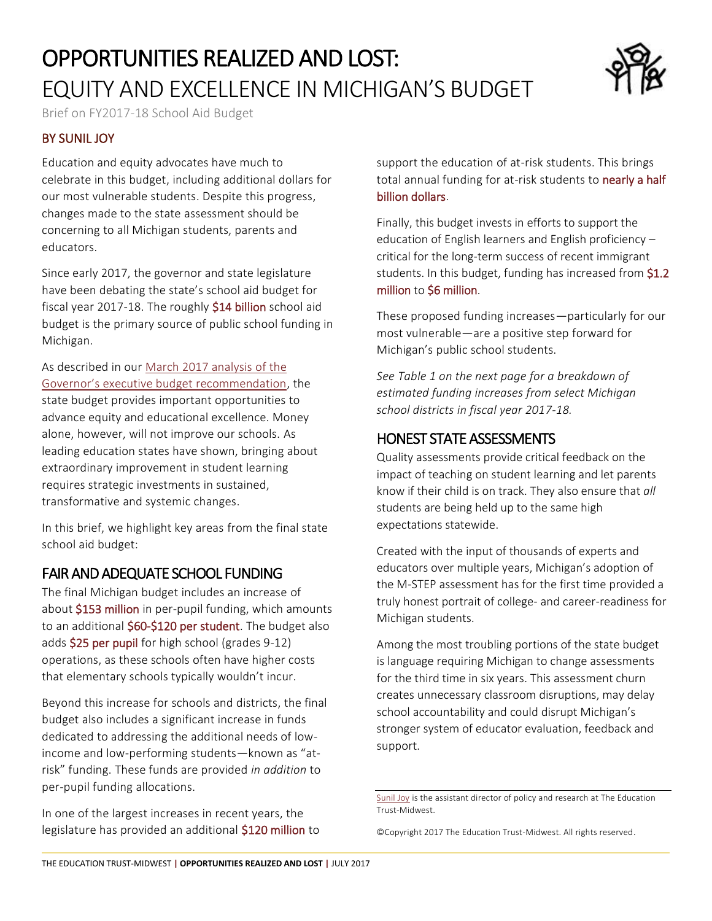# OPPORTUNITIES REALIZED AND LOST:
# EQUITY AND EXCELLENCE IN MICHIGAN'S BUDGET

Brief on FY2017-18 School Aid Budget

## BY SUNIL JOY

Education and equity advocates have much to celebrate in this budget, including additional dollars for our most vulnerable students. Despite this progress, changes made to the state assessment should be concerning to all Michigan students, parents and educators.

Since early 2017, the governor and state legislature have been debating the state's school aid budget for fiscal year 2017-18. The roughly $14 billion school aid budget is the primary source of public school funding in Michigan.

As described in our March 2017 analysis of the Governor's executive budget recommendation, the state budget provides important opportunities to advance equity and educational excellence. Money alone, however, will not improve our schools. As leading education states have shown, bringing about extraordinary improvement in student learning requires strategic investments in sustained, transformative and systemic changes.

In this brief, we highlight key areas from the final state school aid budget:

## FAIR AND ADEQUATE SCHOOL FUNDING

The final Michigan budget includes an increase of about $153 million in per-pupil funding, which amounts to an additional $60-$120 per student. The budget also adds $25 per pupil for high school (grades 9-12) operations, as these schools often have higher costs that elementary schools typically wouldn't incur.

Beyond this increase for schools and districts, the final budget also includes a significant increase in funds dedicated to addressing the additional needs of low-income and low-performing students—known as "at-risk" funding. These funds are provided *in addition* to per-pupil funding allocations.

In one of the largest increases in recent years, the legislature has provided an additional $120 million to support the education of at-risk students. This brings total annual funding for at-risk students to nearly a half billion dollars.

Finally, this budget invests in efforts to support the education of English learners and English proficiency – critical for the long-term success of recent immigrant students. In this budget, funding has increased from $1.2 million to $6 million.

These proposed funding increases—particularly for our most vulnerable—are a positive step forward for Michigan's public school students.

*See Table 1 on the next page for a breakdown of estimated funding increases from select Michigan school districts in fiscal year 2017-18.*

## HONEST STATE ASSESSMENTS

Quality assessments provide critical feedback on the impact of teaching on student learning and let parents know if their child is on track. They also ensure that *all* students are being held up to the same high expectations statewide.

Created with the input of thousands of experts and educators over multiple years, Michigan's adoption of the M-STEP assessment has for the first time provided a truly honest portrait of college- and career-readiness for Michigan students.

Among the most troubling portions of the state budget is language requiring Michigan to change assessments for the third time in six years. This assessment churn creates unnecessary classroom disruptions, may delay school accountability and could disrupt Michigan's stronger system of educator evaluation, feedback and support.

---

Sunil Joy is the assistant director of policy and research at The Education Trust-Midwest.

©Copyright 2017 The Education Trust-Midwest. All rights reserved.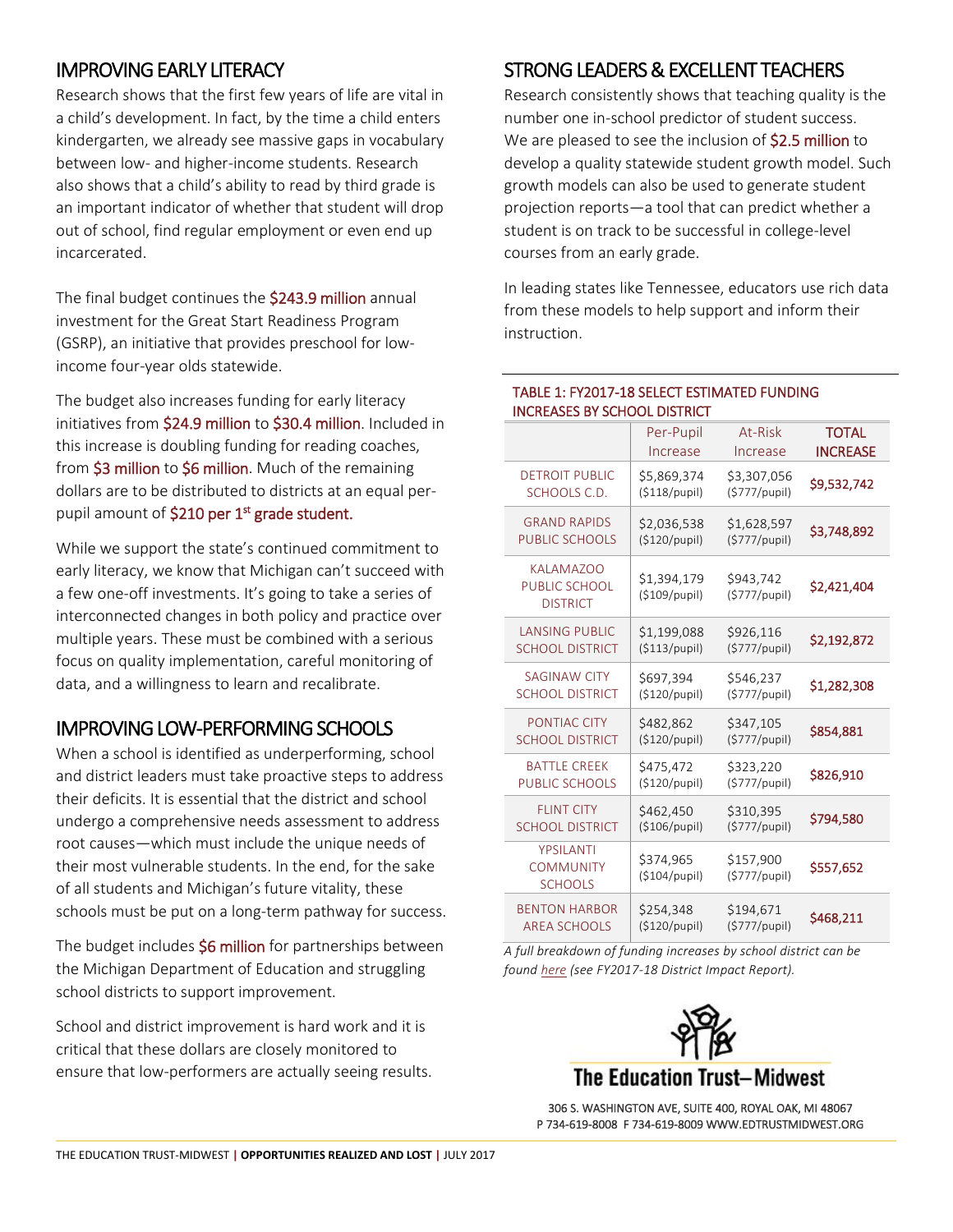## IMPROVING EARLY LITERACY

Research shows that the first few years of life are vital in a child's development. In fact, by the time a child enters kindergarten, we already see massive gaps in vocabulary between low- and higher-income students. Research also shows that a child's ability to read by third grade is an important indicator of whether that student will drop out of school, find regular employment or even end up incarcerated.

The final budget continues the $243.9 million annual investment for the Great Start Readiness Program (GSRP), an initiative that provides preschool for low-income four-year olds statewide.

The budget also increases funding for early literacy initiatives from $24.9 million to $30.4 million. Included in this increase is doubling funding for reading coaches, from $3 million to $6 million. Much of the remaining dollars are to be distributed to districts at an equal per-pupil amount of $210 per 1st grade student.

While we support the state's continued commitment to early literacy, we know that Michigan can't succeed with a few one-off investments. It's going to take a series of interconnected changes in both policy and practice over multiple years. These must be combined with a serious focus on quality implementation, careful monitoring of data, and a willingness to learn and recalibrate.

## IMPROVING LOW-PERFORMING SCHOOLS

When a school is identified as underperforming, school and district leaders must take proactive steps to address their deficits. It is essential that the district and school undergo a comprehensive needs assessment to address root causes—which must include the unique needs of their most vulnerable students. In the end, for the sake of all students and Michigan's future vitality, these schools must be put on a long-term pathway for success.

The budget includes $6 million for partnerships between the Michigan Department of Education and struggling school districts to support improvement.

School and district improvement is hard work and it is critical that these dollars are closely monitored to ensure that low-performers are actually seeing results.

## STRONG LEADERS & EXCELLENT TEACHERS

Research consistently shows that teaching quality is the number one in-school predictor of student success. We are pleased to see the inclusion of $2.5 million to develop a quality statewide student growth model. Such growth models can also be used to generate student projection reports—a tool that can predict whether a student is on track to be successful in college-level courses from an early grade.

In leading states like Tennessee, educators use rich data from these models to help support and inform their instruction.

TABLE 1: FY2017-18 SELECT ESTIMATED FUNDING INCREASES BY SCHOOL DISTRICT

| | Per-Pupil Increase | At-Risk Increase | TOTAL INCREASE |
|---|---|---|---|
| DETROIT PUBLIC SCHOOLS C.D. | $5,869,374 ($118/pupil) | $3,307,056 ($777/pupil) | **$9,532,742** |
| GRAND RAPIDS PUBLIC SCHOOLS | $2,036,538 ($120/pupil) | $1,628,597 ($777/pupil) | **$3,748,892** |
| KALAMAZOO PUBLIC SCHOOL DISTRICT | $1,394,179 ($109/pupil) | $943,742 ($777/pupil) | **$2,421,404** |
| LANSING PUBLIC SCHOOL DISTRICT | $1,199,088 ($113/pupil) | $926,116 ($777/pupil) | **$2,192,872** |
| SAGINAW CITY SCHOOL DISTRICT | $697,394 ($120/pupil) | $546,237 ($777/pupil) | **$1,282,308** |
| PONTIAC CITY SCHOOL DISTRICT | $482,862 ($120/pupil) | $347,105 ($777/pupil) | **$854,881** |
| BATTLE CREEK PUBLIC SCHOOLS | $475,472 ($120/pupil) | $323,220 ($777/pupil) | **$826,910** |
| FLINT CITY SCHOOL DISTRICT | $462,450 ($106/pupil) | $310,395 ($777/pupil) | **$794,580** |
| YPSILANTI COMMUNITY SCHOOLS | $374,965 ($104/pupil) | $157,900 ($777/pupil) | **$557,652** |
| BENTON HARBOR AREA SCHOOLS | $254,348 ($120/pupil) | $194,671 ($777/pupil) | **$468,211** |

*A full breakdown of funding increases by school district can be found here (see FY2017-18 District Impact Report).*

The Education Trust–Midwest

306 S. WASHINGTON AVE, SUITE 400, ROYAL OAK, MI 48067
P 734-619-8008 F 734-619-8009 WWW.EDTRUSTMIDWEST.ORG